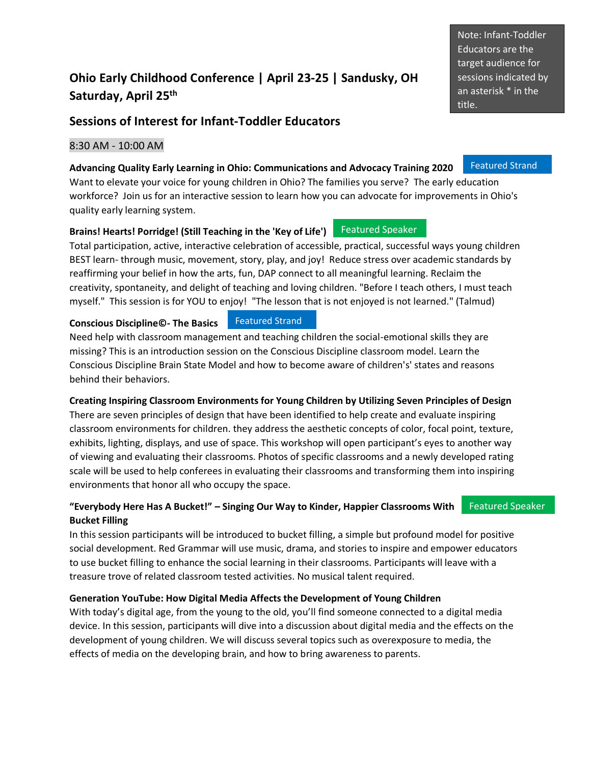Note: Infant-Toddler Educators are the target audience for sessions indicated by an asterisk * in the title.

# Ohio Early Childhood Conference | April 23-25 | Sandusky, OH
# Saturday, April 25th

## Sessions of Interest for Infant-Toddler Educators

### 8:30 AM - 10:00 AM

**Advancing Quality Early Learning in Ohio: Communications and Advocacy Training 2020** Featured Strand

Want to elevate your voice for young children in Ohio? The families you serve? The early education workforce? Join us for an interactive session to learn how you can advocate for improvements in Ohio's quality early learning system.

**Brains! Hearts! Porridge! (Still Teaching in the 'Key of Life')** Featured Speaker

Total participation, active, interactive celebration of accessible, practical, successful ways young children BEST learn- through music, movement, story, play, and joy! Reduce stress over academic standards by reaffirming your belief in how the arts, fun, DAP connect to all meaningful learning. Reclaim the creativity, spontaneity, and delight of teaching and loving children. "Before I teach others, I must teach myself." This session is for YOU to enjoy! "The lesson that is not enjoyed is not learned." (Talmud)

**Conscious Discipline©- The Basics** Featured Strand

Need help with classroom management and teaching children the social-emotional skills they are missing? This is an introduction session on the Conscious Discipline classroom model. Learn the Conscious Discipline Brain State Model and how to become aware of children's' states and reasons behind their behaviors.

**Creating Inspiring Classroom Environments for Young Children by Utilizing Seven Principles of Design**

There are seven principles of design that have been identified to help create and evaluate inspiring classroom environments for children. they address the aesthetic concepts of color, focal point, texture, exhibits, lighting, displays, and use of space. This workshop will open participant's eyes to another way of viewing and evaluating their classrooms. Photos of specific classrooms and a newly developed rating scale will be used to help conferees in evaluating their classrooms and transforming them into inspiring environments that honor all who occupy the space.

**"Everybody Here Has A Bucket!" – Singing Our Way to Kinder, Happier Classrooms With Bucket Filling** Featured Speaker

In this session participants will be introduced to bucket filling, a simple but profound model for positive social development. Red Grammar will use music, drama, and stories to inspire and empower educators to use bucket filling to enhance the social learning in their classrooms. Participants will leave with a treasure trove of related classroom tested activities. No musical talent required.

**Generation YouTube: How Digital Media Affects the Development of Young Children**

With today's digital age, from the young to the old, you'll find someone connected to a digital media device. In this session, participants will dive into a discussion about digital media and the effects on the development of young children. We will discuss several topics such as overexposure to media, the effects of media on the developing brain, and how to bring awareness to parents.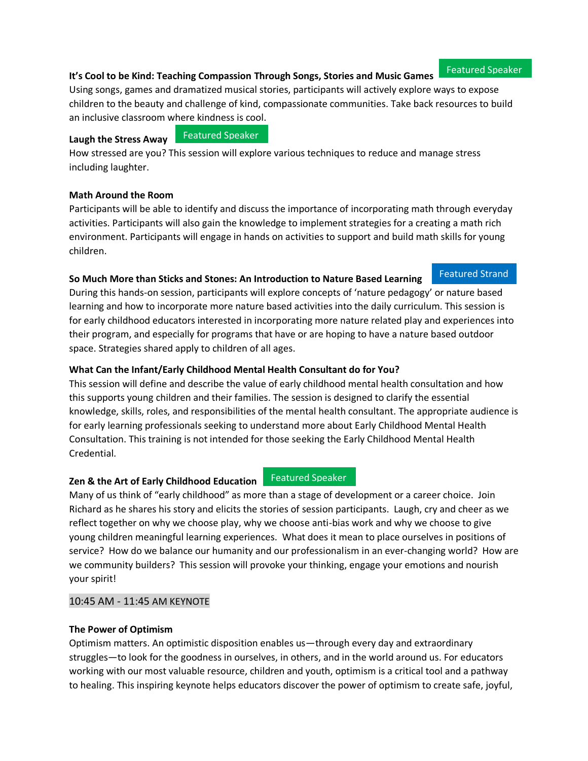**It's Cool to be Kind: Teaching Compassion Through Songs, Stories and Music Games** Featured Speaker

Using songs, games and dramatized musical stories, participants will actively explore ways to expose children to the beauty and challenge of kind, compassionate communities. Take back resources to build an inclusive classroom where kindness is cool.

**Laugh the Stress Away** Featured Speaker

How stressed are you? This session will explore various techniques to reduce and manage stress including laughter.

**Math Around the Room**

Participants will be able to identify and discuss the importance of incorporating math through everyday activities. Participants will also gain the knowledge to implement strategies for a creating a math rich environment. Participants will engage in hands on activities to support and build math skills for young children.

**So Much More than Sticks and Stones: An Introduction to Nature Based Learning** Featured Strand

During this hands-on session, participants will explore concepts of 'nature pedagogy' or nature based learning and how to incorporate more nature based activities into the daily curriculum. This session is for early childhood educators interested in incorporating more nature related play and experiences into their program, and especially for programs that have or are hoping to have a nature based outdoor space. Strategies shared apply to children of all ages.

**What Can the Infant/Early Childhood Mental Health Consultant do for You?**

This session will define and describe the value of early childhood mental health consultation and how this supports young children and their families. The session is designed to clarify the essential knowledge, skills, roles, and responsibilities of the mental health consultant. The appropriate audience is for early learning professionals seeking to understand more about Early Childhood Mental Health Consultation. This training is not intended for those seeking the Early Childhood Mental Health Credential.

**Zen & the Art of Early Childhood Education** Featured Speaker

Many of us think of "early childhood" as more than a stage of development or a career choice. Join Richard as he shares his story and elicits the stories of session participants. Laugh, cry and cheer as we reflect together on why we choose play, why we choose anti-bias work and why we choose to give young children meaningful learning experiences. What does it mean to place ourselves in positions of service? How do we balance our humanity and our professionalism in an ever-changing world? How are we community builders? This session will provoke your thinking, engage your emotions and nourish your spirit!

## 10:45 AM - 11:45 AM KEYNOTE

**The Power of Optimism**

Optimism matters. An optimistic disposition enables us—through every day and extraordinary struggles—to look for the goodness in ourselves, in others, and in the world around us. For educators working with our most valuable resource, children and youth, optimism is a critical tool and a pathway to healing. This inspiring keynote helps educators discover the power of optimism to create safe, joyful,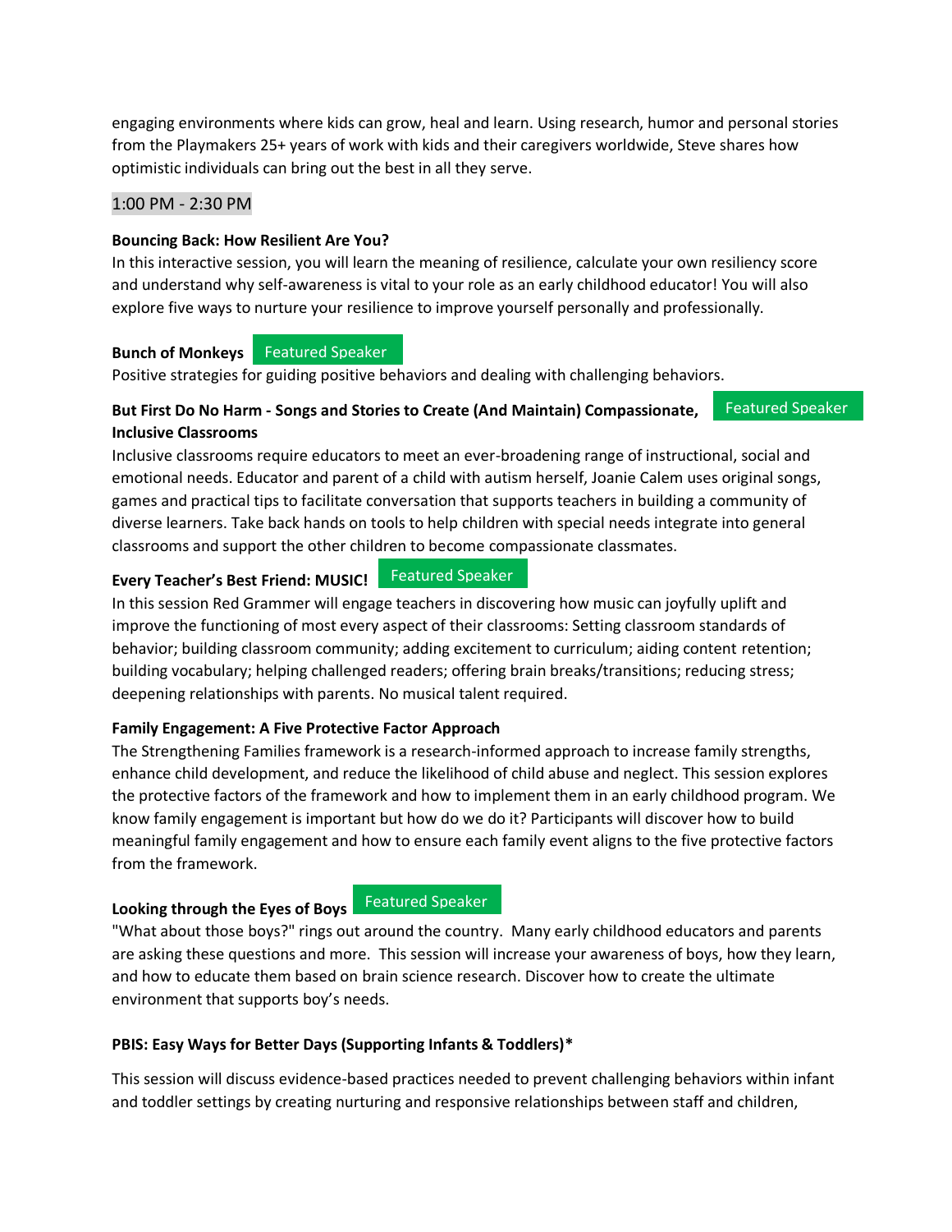engaging environments where kids can grow, heal and learn. Using research, humor and personal stories from the Playmakers 25+ years of work with kids and their caregivers worldwide, Steve shares how optimistic individuals can bring out the best in all they serve.

1:00 PM - 2:30 PM

**Bouncing Back: How Resilient Are You?**
In this interactive session, you will learn the meaning of resilience, calculate your own resiliency score and understand why self-awareness is vital to your role as an early childhood educator! You will also explore five ways to nurture your resilience to improve yourself personally and professionally.

**Bunch of Monkeys** Featured Speaker
Positive strategies for guiding positive behaviors and dealing with challenging behaviors.

**But First Do No Harm - Songs and Stories to Create (And Maintain) Compassionate, Inclusive Classrooms** Featured Speaker
Inclusive classrooms require educators to meet an ever-broadening range of instructional, social and emotional needs. Educator and parent of a child with autism herself, Joanie Calem uses original songs, games and practical tips to facilitate conversation that supports teachers in building a community of diverse learners. Take back hands on tools to help children with special needs integrate into general classrooms and support the other children to become compassionate classmates.

**Every Teacher's Best Friend: MUSIC!** Featured Speaker
In this session Red Grammer will engage teachers in discovering how music can joyfully uplift and improve the functioning of most every aspect of their classrooms: Setting classroom standards of behavior; building classroom community; adding excitement to curriculum; aiding content retention; building vocabulary; helping challenged readers; offering brain breaks/transitions; reducing stress; deepening relationships with parents. No musical talent required.

**Family Engagement: A Five Protective Factor Approach**
The Strengthening Families framework is a research-informed approach to increase family strengths, enhance child development, and reduce the likelihood of child abuse and neglect. This session explores the protective factors of the framework and how to implement them in an early childhood program. We know family engagement is important but how do we do it? Participants will discover how to build meaningful family engagement and how to ensure each family event aligns to the five protective factors from the framework.

**Looking through the Eyes of Boys** Featured Speaker
"What about those boys?" rings out around the country. Many early childhood educators and parents are asking these questions and more. This session will increase your awareness of boys, how they learn, and how to educate them based on brain science research. Discover how to create the ultimate environment that supports boy's needs.

**PBIS: Easy Ways for Better Days (Supporting Infants & Toddlers)***

This session will discuss evidence-based practices needed to prevent challenging behaviors within infant and toddler settings by creating nurturing and responsive relationships between staff and children,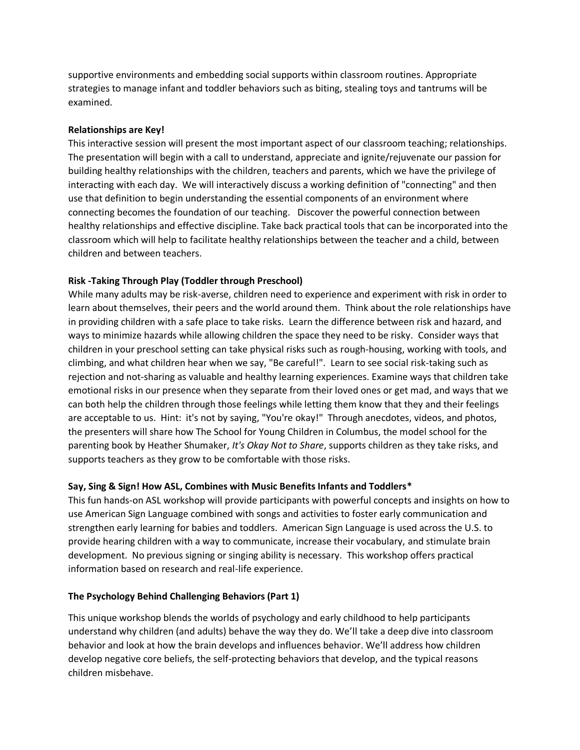supportive environments and embedding social supports within classroom routines. Appropriate strategies to manage infant and toddler behaviors such as biting, stealing toys and tantrums will be examined.

**Relationships are Key!**

This interactive session will present the most important aspect of our classroom teaching; relationships. The presentation will begin with a call to understand, appreciate and ignite/rejuvenate our passion for building healthy relationships with the children, teachers and parents, which we have the privilege of interacting with each day. We will interactively discuss a working definition of "connecting" and then use that definition to begin understanding the essential components of an environment where connecting becomes the foundation of our teaching. Discover the powerful connection between healthy relationships and effective discipline. Take back practical tools that can be incorporated into the classroom which will help to facilitate healthy relationships between the teacher and a child, between children and between teachers.

**Risk -Taking Through Play (Toddler through Preschool)**

While many adults may be risk-averse, children need to experience and experiment with risk in order to learn about themselves, their peers and the world around them. Think about the role relationships have in providing children with a safe place to take risks. Learn the difference between risk and hazard, and ways to minimize hazards while allowing children the space they need to be risky. Consider ways that children in your preschool setting can take physical risks such as rough-housing, working with tools, and climbing, and what children hear when we say, "Be careful!". Learn to see social risk-taking such as rejection and not-sharing as valuable and healthy learning experiences. Examine ways that children take emotional risks in our presence when they separate from their loved ones or get mad, and ways that we can both help the children through those feelings while letting them know that they and their feelings are acceptable to us. Hint: it's not by saying, "You're okay!" Through anecdotes, videos, and photos, the presenters will share how The School for Young Children in Columbus, the model school for the parenting book by Heather Shumaker, *It's Okay Not to Share*, supports children as they take risks, and supports teachers as they grow to be comfortable with those risks.

**Say, Sing & Sign! How ASL, Combines with Music Benefits Infants and Toddlers***

This fun hands-on ASL workshop will provide participants with powerful concepts and insights on how to use American Sign Language combined with songs and activities to foster early communication and strengthen early learning for babies and toddlers. American Sign Language is used across the U.S. to provide hearing children with a way to communicate, increase their vocabulary, and stimulate brain development. No previous signing or singing ability is necessary. This workshop offers practical information based on research and real-life experience.

**The Psychology Behind Challenging Behaviors (Part 1)**

This unique workshop blends the worlds of psychology and early childhood to help participants understand why children (and adults) behave the way they do. We'll take a deep dive into classroom behavior and look at how the brain develops and influences behavior. We'll address how children develop negative core beliefs, the self-protecting behaviors that develop, and the typical reasons children misbehave.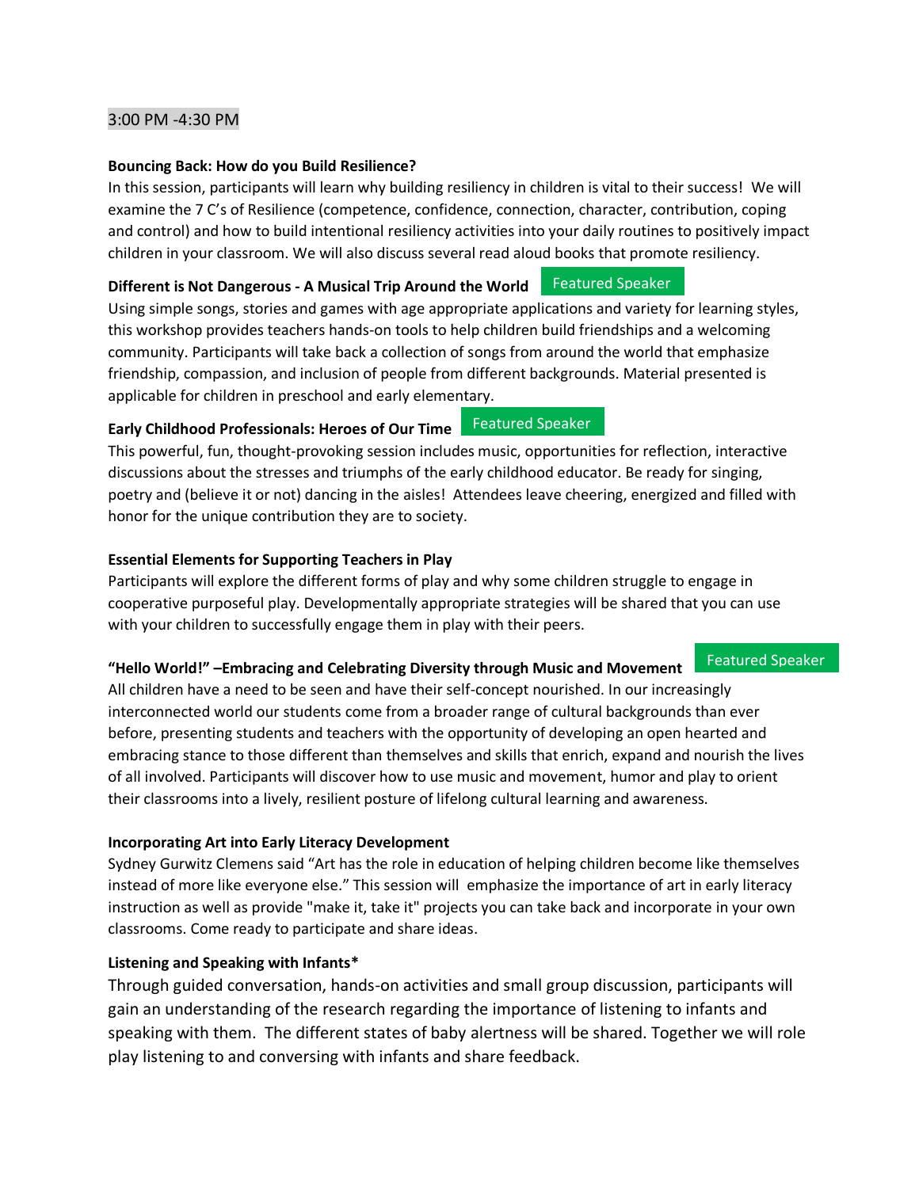3:00 PM -4:30 PM

**Bouncing Back: How do you Build Resilience?**

In this session, participants will learn why building resiliency in children is vital to their success! We will examine the 7 C's of Resilience (competence, confidence, connection, character, contribution, coping and control) and how to build intentional resiliency activities into your daily routines to positively impact children in your classroom. We will also discuss several read aloud books that promote resiliency.

**Different is Not Dangerous - A Musical Trip Around the World** Featured Speaker

Using simple songs, stories and games with age appropriate applications and variety for learning styles, this workshop provides teachers hands-on tools to help children build friendships and a welcoming community. Participants will take back a collection of songs from around the world that emphasize friendship, compassion, and inclusion of people from different backgrounds. Material presented is applicable for children in preschool and early elementary.

**Early Childhood Professionals: Heroes of Our Time** Featured Speaker

This powerful, fun, thought-provoking session includes music, opportunities for reflection, interactive discussions about the stresses and triumphs of the early childhood educator. Be ready for singing, poetry and (believe it or not) dancing in the aisles! Attendees leave cheering, energized and filled with honor for the unique contribution they are to society.

**Essential Elements for Supporting Teachers in Play**

Participants will explore the different forms of play and why some children struggle to engage in cooperative purposeful play. Developmentally appropriate strategies will be shared that you can use with your children to successfully engage them in play with their peers.

**"Hello World!" –Embracing and Celebrating Diversity through Music and Movement** Featured Speaker

All children have a need to be seen and have their self-concept nourished. In our increasingly interconnected world our students come from a broader range of cultural backgrounds than ever before, presenting students and teachers with the opportunity of developing an open hearted and embracing stance to those different than themselves and skills that enrich, expand and nourish the lives of all involved. Participants will discover how to use music and movement, humor and play to orient their classrooms into a lively, resilient posture of lifelong cultural learning and awareness.

**Incorporating Art into Early Literacy Development**

Sydney Gurwitz Clemens said "Art has the role in education of helping children become like themselves instead of more like everyone else." This session will emphasize the importance of art in early literacy instruction as well as provide "make it, take it" projects you can take back and incorporate in your own classrooms. Come ready to participate and share ideas.

**Listening and Speaking with Infants***

Through guided conversation, hands-on activities and small group discussion, participants will gain an understanding of the research regarding the importance of listening to infants and speaking with them. The different states of baby alertness will be shared. Together we will role play listening to and conversing with infants and share feedback.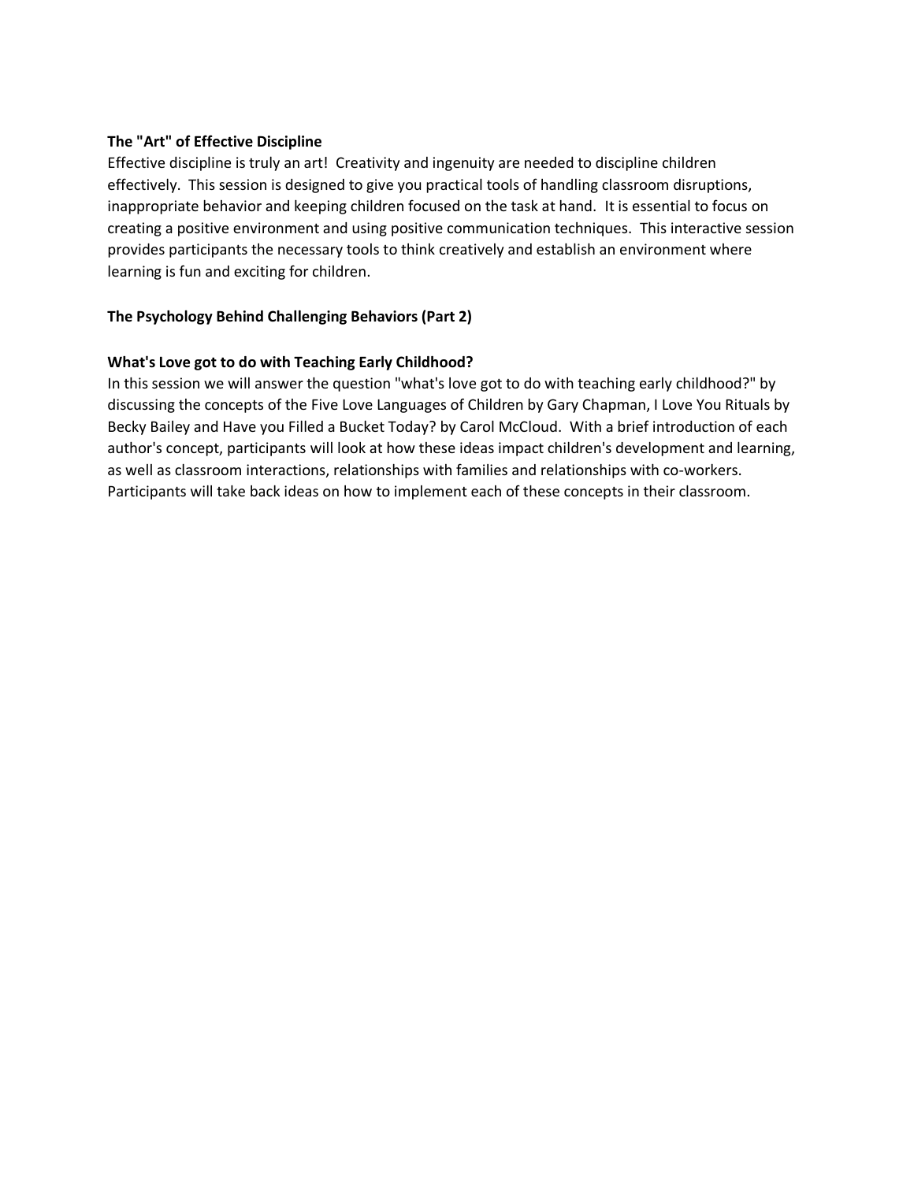**The "Art" of Effective Discipline**

Effective discipline is truly an art! Creativity and ingenuity are needed to discipline children effectively. This session is designed to give you practical tools of handling classroom disruptions, inappropriate behavior and keeping children focused on the task at hand. It is essential to focus on creating a positive environment and using positive communication techniques. This interactive session provides participants the necessary tools to think creatively and establish an environment where learning is fun and exciting for children.

**The Psychology Behind Challenging Behaviors (Part 2)**

**What's Love got to do with Teaching Early Childhood?**

In this session we will answer the question "what's love got to do with teaching early childhood?" by discussing the concepts of the Five Love Languages of Children by Gary Chapman, I Love You Rituals by Becky Bailey and Have you Filled a Bucket Today? by Carol McCloud. With a brief introduction of each author's concept, participants will look at how these ideas impact children's development and learning, as well as classroom interactions, relationships with families and relationships with co-workers. Participants will take back ideas on how to implement each of these concepts in their classroom.